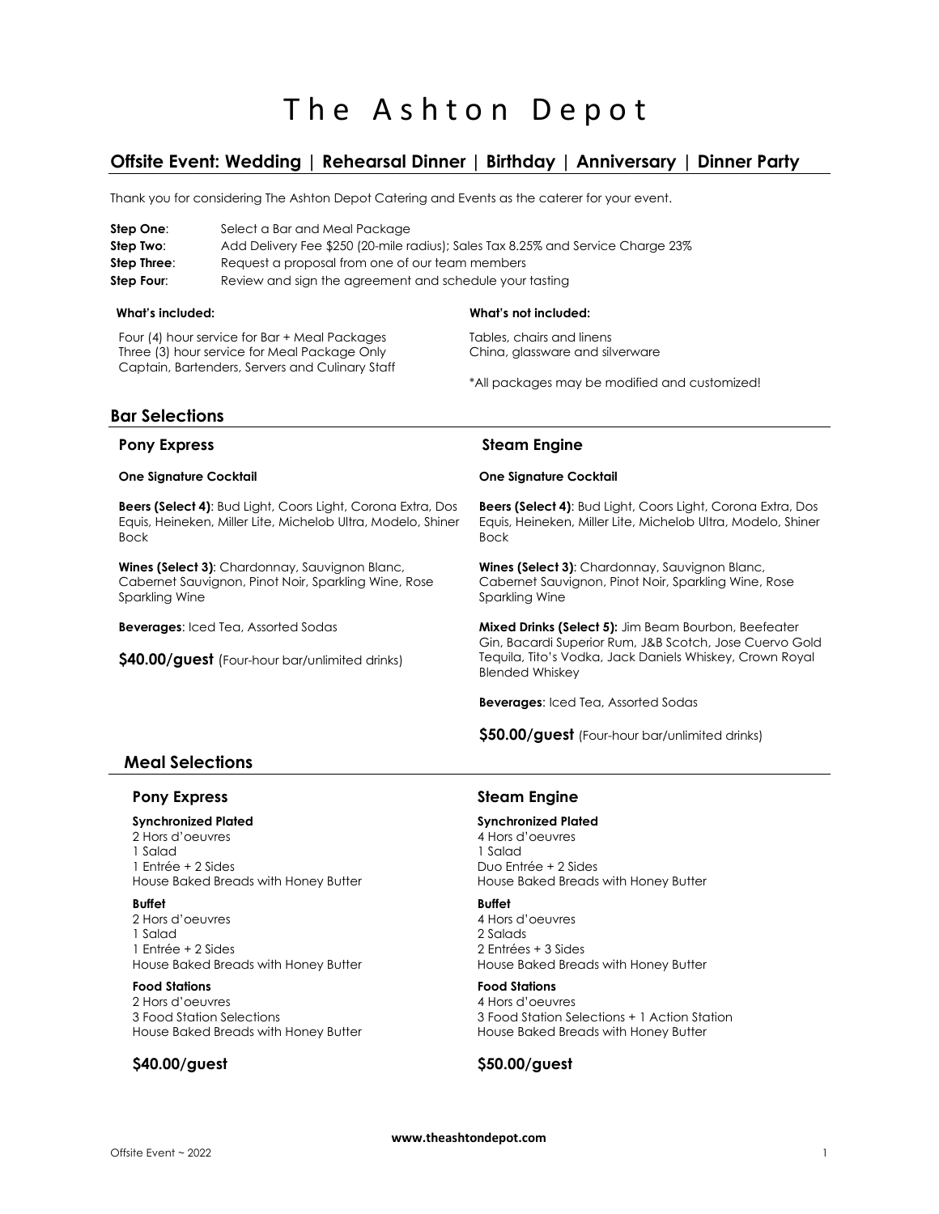# The Ashton Depot

## Offsite Event: Wedding | Rehearsal Dinner | Birthday | Anniversary | Dinner Party

Thank you for considering The Ashton Depot Catering and Events as the caterer for your event.

**Step One**: Select a Bar and Meal Package
**Step Two**: Add Delivery Fee $250 (20-mile radius); Sales Tax 8.25% and Service Charge 23%
**Step Three**: Request a proposal from one of our team members
**Step Four**: Review and sign the agreement and schedule your tasting

**What's included:**

Four (4) hour service for Bar + Meal Packages
Three (3) hour service for Meal Package Only
Captain, Bartenders, Servers and Culinary Staff

**What's not included:**

Tables, chairs and linens
China, glassware and silverware

*All packages may be modified and customized!

## Bar Selections

### Pony Express

**One Signature Cocktail**

**Beers (Select 4)**: Bud Light, Coors Light, Corona Extra, Dos Equis, Heineken, Miller Lite, Michelob Ultra, Modelo, Shiner Bock

**Wines (Select 3)**: Chardonnay, Sauvignon Blanc, Cabernet Sauvignon, Pinot Noir, Sparkling Wine, Rose Sparkling Wine

**Beverages**: Iced Tea, Assorted Sodas

**$40.00/guest** (Four-hour bar/unlimited drinks)

### Steam Engine

**One Signature Cocktail**

**Beers (Select 4)**: Bud Light, Coors Light, Corona Extra, Dos Equis, Heineken, Miller Lite, Michelob Ultra, Modelo, Shiner Bock

**Wines (Select 3)**: Chardonnay, Sauvignon Blanc, Cabernet Sauvignon, Pinot Noir, Sparkling Wine, Rose Sparkling Wine

**Mixed Drinks (Select 5):** Jim Beam Bourbon, Beefeater Gin, Bacardi Superior Rum, J&B Scotch, Jose Cuervo Gold Tequila, Tito's Vodka, Jack Daniels Whiskey, Crown Royal Blended Whiskey

**Beverages**: Iced Tea, Assorted Sodas

**$50.00/guest** (Four-hour bar/unlimited drinks)

## Meal Selections

### Pony Express

**Synchronized Plated**
2 Hors d'oeuvres
1 Salad
1 Entrée + 2 Sides
House Baked Breads with Honey Butter

**Buffet**
2 Hors d'oeuvres
1 Salad
1 Entrée + 2 Sides
House Baked Breads with Honey Butter

**Food Stations**
2 Hors d'oeuvres
3 Food Station Selections
House Baked Breads with Honey Butter

**$40.00/guest**

### Steam Engine

**Synchronized Plated**
4 Hors d'oeuvres
1 Salad
Duo Entrée + 2 Sides
House Baked Breads with Honey Butter

**Buffet**
4 Hors d'oeuvres
2 Salads
2 Entrées + 3 Sides
House Baked Breads with Honey Butter

**Food Stations**
4 Hors d'oeuvres
3 Food Station Selections + 1 Action Station
House Baked Breads with Honey Butter

**$50.00/guest**

www.theashtondepot.com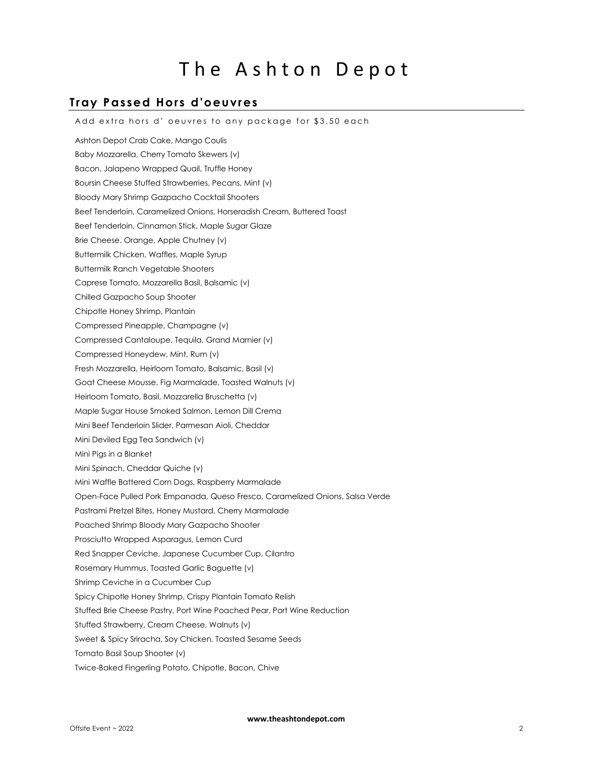# The Ashton Depot

## Tray Passed Hors d'oeuvres

Add extra hors d' oeuvres to any package for $3.50 each

Ashton Depot Crab Cake, Mango Coulis

Baby Mozzarella, Cherry Tomato Skewers (v)

Bacon, Jalapeno Wrapped Quail, Truffle Honey

Boursin Cheese Stuffed Strawberries, Pecans, Mint (v)

Bloody Mary Shrimp Gazpacho Cocktail Shooters

Beef Tenderloin, Caramelized Onions, Horseradish Cream, Buttered Toast

Beef Tenderloin, Cinnamon Stick, Maple Sugar Glaze

Brie Cheese. Orange, Apple Chutney (v)

Buttermilk Chicken, Waffles, Maple Syrup

Buttermilk Ranch Vegetable Shooters

Caprese Tomato, Mozzarella Basil, Balsamic (v)

Chilled Gazpacho Soup Shooter

Chipotle Honey Shrimp, Plantain

Compressed Pineapple, Champagne (v)

Compressed Cantaloupe, Tequila, Grand Marnier (v)

Compressed Honeydew, Mint, Rum (v)

Fresh Mozzarella, Heirloom Tomato, Balsamic, Basil (v)

Goat Cheese Mousse, Fig Marmalade, Toasted Walnuts (v)

Heirloom Tomato, Basil, Mozzarella Bruschetta (v)

Maple Sugar House Smoked Salmon, Lemon Dill Crema

Mini Beef Tenderloin Slider, Parmesan Aioli, Cheddar

Mini Deviled Egg Tea Sandwich (v)

Mini Pigs in a Blanket

Mini Spinach, Cheddar Quiche (v)

Mini Waffle Battered Corn Dogs, Raspberry Marmalade

Open-Face Pulled Pork Empanada, Queso Fresco, Caramelized Onions, Salsa Verde

Pastrami Pretzel Bites, Honey Mustard, Cherry Marmalade

Poached Shrimp Bloody Mary Gazpacho Shooter

Prosciutto Wrapped Asparagus, Lemon Curd

Red Snapper Ceviche, Japanese Cucumber Cup, Cilantro

Rosemary Hummus, Toasted Garlic Baguette (v)

Shrimp Ceviche in a Cucumber Cup

Spicy Chipotle Honey Shrimp, Crispy Plantain Tomato Relish

Stuffed Brie Cheese Pastry, Port Wine Poached Pear, Port Wine Reduction

Stuffed Strawberry, Cream Cheese, Walnuts (v)

Sweet & Spicy Sriracha, Soy Chicken. Toasted Sesame Seeds

Tomato Basil Soup Shooter (v)

Twice-Baked Fingerling Potato, Chipotle, Bacon, Chive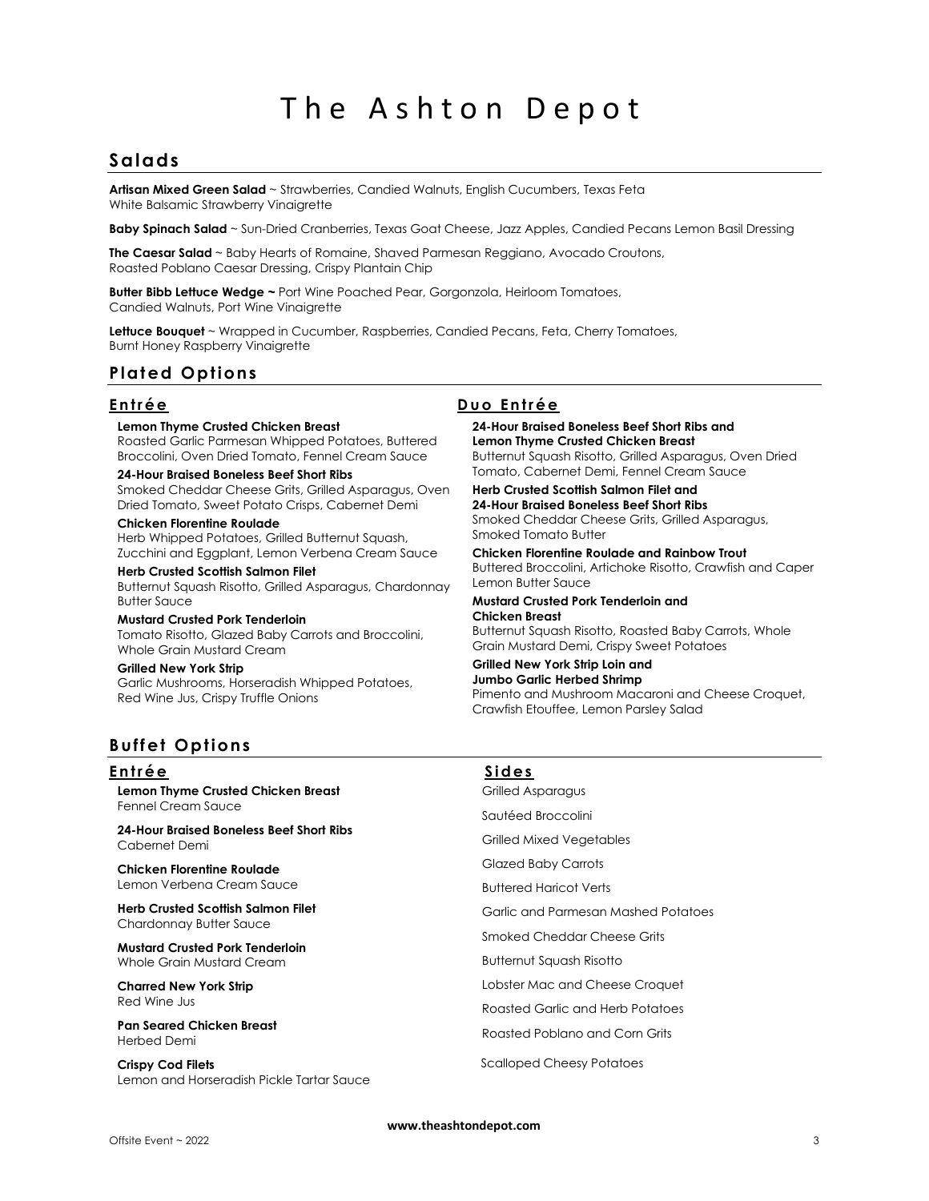# The Ashton Depot

## Salads

**Artisan Mixed Green Salad** ~ Strawberries, Candied Walnuts, English Cucumbers, Texas Feta
White Balsamic Strawberry Vinaigrette

**Baby Spinach Salad** ~ Sun-Dried Cranberries, Texas Goat Cheese, Jazz Apples, Candied Pecans Lemon Basil Dressing

**The Caesar Salad** ~ Baby Hearts of Romaine, Shaved Parmesan Reggiano, Avocado Croutons,
Roasted Poblano Caesar Dressing, Crispy Plantain Chip

**Butter Bibb Lettuce Wedge ~** Port Wine Poached Pear, Gorgonzola, Heirloom Tomatoes,
Candied Walnuts, Port Wine Vinaigrette

**Lettuce Bouquet** ~ Wrapped in Cucumber, Raspberries, Candied Pecans, Feta, Cherry Tomatoes,
Burnt Honey Raspberry Vinaigrette

## Plated Options

### Entrée

**Lemon Thyme Crusted Chicken Breast**
Roasted Garlic Parmesan Whipped Potatoes, Buttered Broccolini, Oven Dried Tomato, Fennel Cream Sauce

**24-Hour Braised Boneless Beef Short Ribs**
Smoked Cheddar Cheese Grits, Grilled Asparagus, Oven Dried Tomato, Sweet Potato Crisps, Cabernet Demi

**Chicken Florentine Roulade**
Herb Whipped Potatoes, Grilled Butternut Squash, Zucchini and Eggplant, Lemon Verbena Cream Sauce

**Herb Crusted Scottish Salmon Filet**
Butternut Squash Risotto, Grilled Asparagus, Chardonnay Butter Sauce

**Mustard Crusted Pork Tenderloin**
Tomato Risotto, Glazed Baby Carrots and Broccolini, Whole Grain Mustard Cream

**Grilled New York Strip**
Garlic Mushrooms, Horseradish Whipped Potatoes, Red Wine Jus, Crispy Truffle Onions

### Duo Entrée

**24-Hour Braised Boneless Beef Short Ribs and Lemon Thyme Crusted Chicken Breast**
Butternut Squash Risotto, Grilled Asparagus, Oven Dried Tomato, Cabernet Demi, Fennel Cream Sauce

**Herb Crusted Scottish Salmon Filet and 24-Hour Braised Boneless Beef Short Ribs**
Smoked Cheddar Cheese Grits, Grilled Asparagus, Smoked Tomato Butter

**Chicken Florentine Roulade and Rainbow Trout**
Buttered Broccolini, Artichoke Risotto, Crawfish and Caper Lemon Butter Sauce

**Mustard Crusted Pork Tenderloin and Chicken Breast**
Butternut Squash Risotto, Roasted Baby Carrots, Whole Grain Mustard Demi, Crispy Sweet Potatoes

**Grilled New York Strip Loin and Jumbo Garlic Herbed Shrimp**
Pimento and Mushroom Macaroni and Cheese Croquet, Crawfish Etouffee, Lemon Parsley Salad

## Buffet Options

### Entrée

**Lemon Thyme Crusted Chicken Breast**
Fennel Cream Sauce

**24-Hour Braised Boneless Beef Short Ribs**
Cabernet Demi

**Chicken Florentine Roulade**
Lemon Verbena Cream Sauce

**Herb Crusted Scottish Salmon Filet**
Chardonnay Butter Sauce

**Mustard Crusted Pork Tenderloin**
Whole Grain Mustard Cream

**Charred New York Strip**
Red Wine Jus

**Pan Seared Chicken Breast**
Herbed Demi

**Crispy Cod Filets**
Lemon and Horseradish Pickle Tartar Sauce

### Sides

Grilled Asparagus

Sautéed Broccolini

Grilled Mixed Vegetables

Glazed Baby Carrots

Buttered Haricot Verts

Garlic and Parmesan Mashed Potatoes

Smoked Cheddar Cheese Grits

Butternut Squash Risotto

Lobster Mac and Cheese Croquet

Roasted Garlic and Herb Potatoes

Roasted Poblano and Corn Grits

Scalloped Cheesy Potatoes

**www.theashtondepot.com**

Offsite Event ~ 2022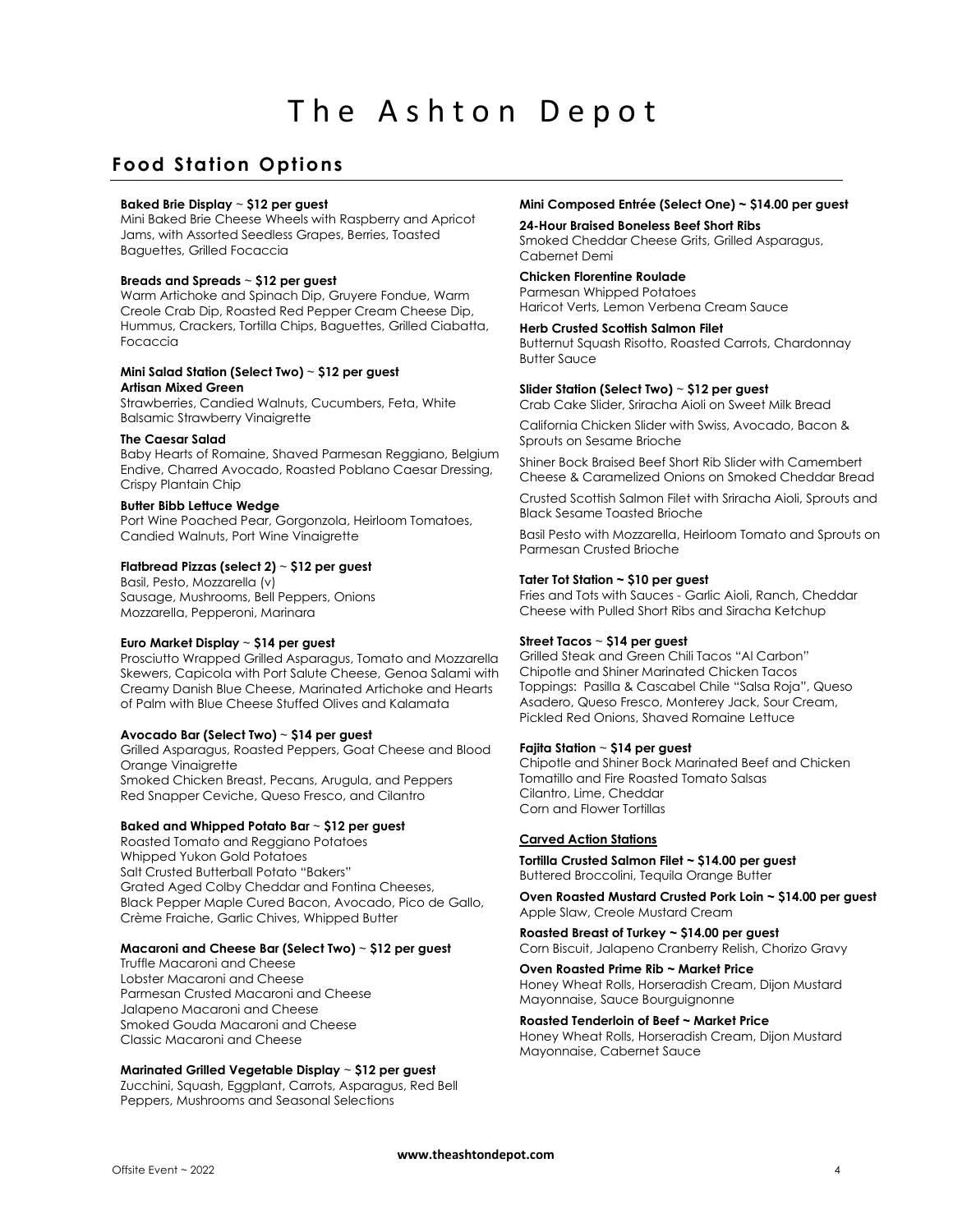# The Ashton Depot

## Food Station Options

**Baked Brie Display ~ $12 per guest**
Mini Baked Brie Cheese Wheels with Raspberry and Apricot Jams, with Assorted Seedless Grapes, Berries, Toasted Baguettes, Grilled Focaccia

**Breads and Spreads ~ $12 per guest**
Warm Artichoke and Spinach Dip, Gruyere Fondue, Warm Creole Crab Dip, Roasted Red Pepper Cream Cheese Dip, Hummus, Crackers, Tortilla Chips, Baguettes, Grilled Ciabatta, Focaccia

**Mini Salad Station (Select Two) ~ $12 per guest**

**Artisan Mixed Green**
Strawberries, Candied Walnuts, Cucumbers, Feta, White Balsamic Strawberry Vinaigrette

**The Caesar Salad**
Baby Hearts of Romaine, Shaved Parmesan Reggiano, Belgium Endive, Charred Avocado, Roasted Poblano Caesar Dressing, Crispy Plantain Chip

**Butter Bibb Lettuce Wedge**
Port Wine Poached Pear, Gorgonzola, Heirloom Tomatoes, Candied Walnuts, Port Wine Vinaigrette

**Flatbread Pizzas (select 2) ~ $12 per guest**
Basil, Pesto, Mozzarella (v)
Sausage, Mushrooms, Bell Peppers, Onions
Mozzarella, Pepperoni, Marinara

**Euro Market Display ~ $14 per guest**
Prosciutto Wrapped Grilled Asparagus, Tomato and Mozzarella Skewers, Capicola with Port Salute Cheese, Genoa Salami with Creamy Danish Blue Cheese, Marinated Artichoke and Hearts of Palm with Blue Cheese Stuffed Olives and Kalamata

**Avocado Bar (Select Two) ~ $14 per guest**
Grilled Asparagus, Roasted Peppers, Goat Cheese and Blood Orange Vinaigrette
Smoked Chicken Breast, Pecans, Arugula, and Peppers
Red Snapper Ceviche, Queso Fresco, and Cilantro

**Baked and Whipped Potato Bar ~ $12 per guest**
Roasted Tomato and Reggiano Potatoes
Whipped Yukon Gold Potatoes
Salt Crusted Butterball Potato "Bakers"
Grated Aged Colby Cheddar and Fontina Cheeses, Black Pepper Maple Cured Bacon, Avocado, Pico de Gallo, Crème Fraiche, Garlic Chives, Whipped Butter

**Macaroni and Cheese Bar (Select Two) ~ $12 per guest**
Truffle Macaroni and Cheese
Lobster Macaroni and Cheese
Parmesan Crusted Macaroni and Cheese
Jalapeno Macaroni and Cheese
Smoked Gouda Macaroni and Cheese
Classic Macaroni and Cheese

**Marinated Grilled Vegetable Display ~ $12 per guest**
Zucchini, Squash, Eggplant, Carrots, Asparagus, Red Bell Peppers, Mushrooms and Seasonal Selections

**Mini Composed Entrée (Select One) ~ $14.00 per guest**

**24-Hour Braised Boneless Beef Short Ribs**
Smoked Cheddar Cheese Grits, Grilled Asparagus, Cabernet Demi

**Chicken Florentine Roulade**
Parmesan Whipped Potatoes
Haricot Verts, Lemon Verbena Cream Sauce

**Herb Crusted Scottish Salmon Filet**
Butternut Squash Risotto, Roasted Carrots, Chardonnay Butter Sauce

**Slider Station (Select Two) ~ $12 per guest**
Crab Cake Slider, Sriracha Aioli on Sweet Milk Bread

California Chicken Slider with Swiss, Avocado, Bacon & Sprouts on Sesame Brioche

Shiner Bock Braised Beef Short Rib Slider with Camembert Cheese & Caramelized Onions on Smoked Cheddar Bread

Crusted Scottish Salmon Filet with Sriracha Aioli, Sprouts and Black Sesame Toasted Brioche

Basil Pesto with Mozzarella, Heirloom Tomato and Sprouts on Parmesan Crusted Brioche

**Tater Tot Station ~ $10 per guest**
Fries and Tots with Sauces - Garlic Aioli, Ranch, Cheddar Cheese with Pulled Short Ribs and Siracha Ketchup

**Street Tacos ~ $14 per guest**
Grilled Steak and Green Chili Tacos "Al Carbon"
Chipotle and Shiner Marinated Chicken Tacos
Toppings: Pasilla & Cascabel Chile "Salsa Roja", Queso Asadero, Queso Fresco, Monterey Jack, Sour Cream, Pickled Red Onions, Shaved Romaine Lettuce

**Fajita Station ~ $14 per guest**
Chipotle and Shiner Bock Marinated Beef and Chicken
Tomatillo and Fire Roasted Tomato Salsas
Cilantro, Lime, Cheddar
Corn and Flower Tortillas

**Carved Action Stations**

**Tortilla Crusted Salmon Filet ~ $14.00 per guest**
Buttered Broccolini, Tequila Orange Butter

**Oven Roasted Mustard Crusted Pork Loin ~ $14.00 per guest**
Apple Slaw, Creole Mustard Cream

**Roasted Breast of Turkey ~ $14.00 per guest**
Corn Biscuit, Jalapeno Cranberry Relish, Chorizo Gravy

**Oven Roasted Prime Rib ~ Market Price**
Honey Wheat Rolls, Horseradish Cream, Dijon Mustard Mayonnaise, Sauce Bourguignonne

**Roasted Tenderloin of Beef ~ Market Price**
Honey Wheat Rolls, Horseradish Cream, Dijon Mustard Mayonnaise, Cabernet Sauce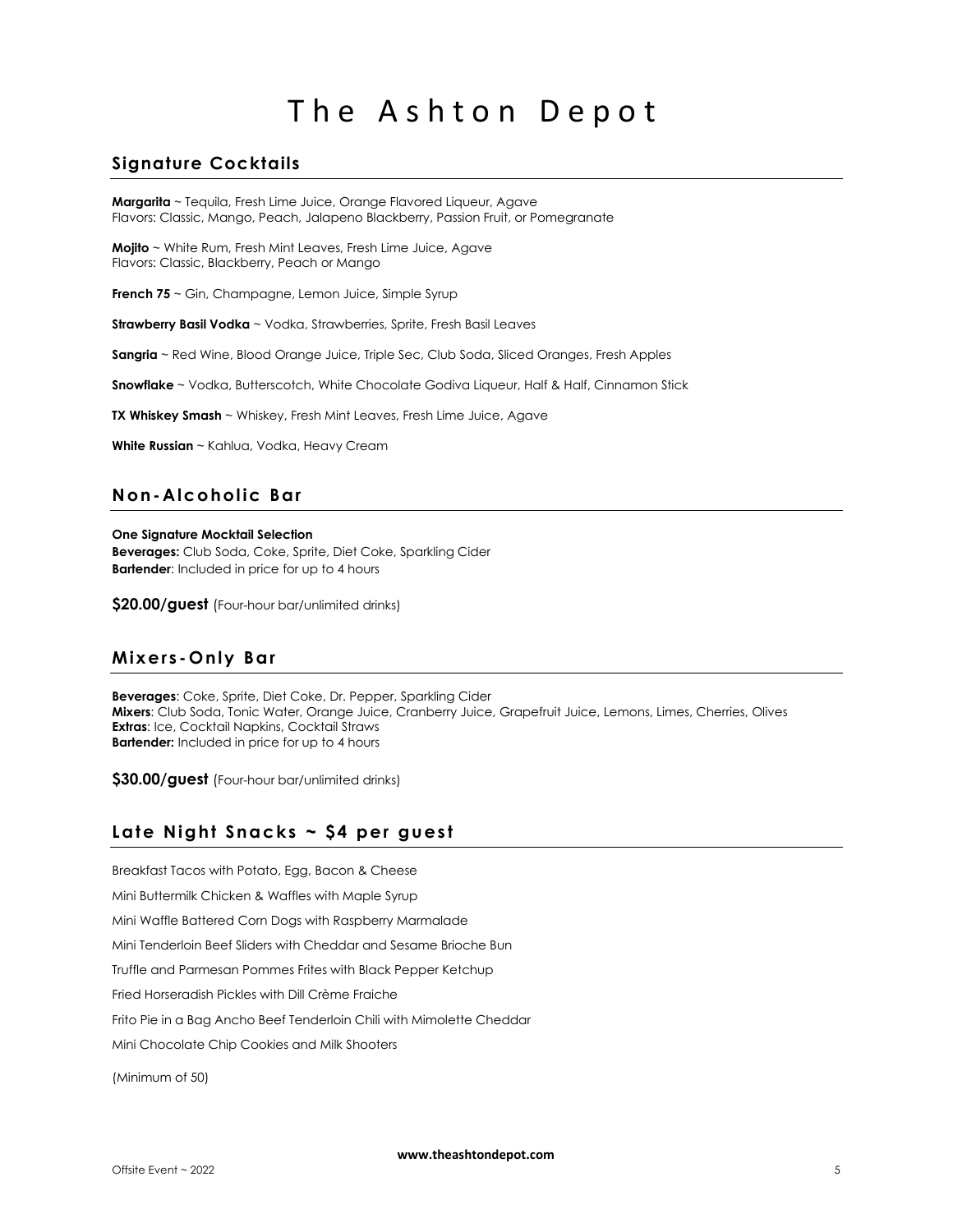# The Ashton Depot

## Signature Cocktails

**Margarita** ~ Tequila, Fresh Lime Juice, Orange Flavored Liqueur, Agave
Flavors: Classic, Mango, Peach, Jalapeno Blackberry, Passion Fruit, or Pomegranate

**Mojito** ~ White Rum, Fresh Mint Leaves, Fresh Lime Juice, Agave
Flavors: Classic, Blackberry, Peach or Mango

**French 75** ~ Gin, Champagne, Lemon Juice, Simple Syrup

**Strawberry Basil Vodka** ~ Vodka, Strawberries, Sprite, Fresh Basil Leaves

**Sangria** ~ Red Wine, Blood Orange Juice, Triple Sec, Club Soda, Sliced Oranges, Fresh Apples

**Snowflake** ~ Vodka, Butterscotch, White Chocolate Godiva Liqueur, Half & Half, Cinnamon Stick

**TX Whiskey Smash** ~ Whiskey, Fresh Mint Leaves, Fresh Lime Juice, Agave

**White Russian** ~ Kahlua, Vodka, Heavy Cream

## Non-Alcoholic Bar

**One Signature Mocktail Selection**
**Beverages:** Club Soda, Coke, Sprite, Diet Coke, Sparkling Cider
**Bartender**: Included in price for up to 4 hours

**$20.00/guest** (Four-hour bar/unlimited drinks)

## Mixers-Only Bar

**Beverages**: Coke, Sprite, Diet Coke, Dr. Pepper, Sparkling Cider
**Mixers**: Club Soda, Tonic Water, Orange Juice, Cranberry Juice, Grapefruit Juice, Lemons, Limes, Cherries, Olives
**Extras**: Ice, Cocktail Napkins, Cocktail Straws
**Bartender:** Included in price for up to 4 hours

**$30.00/guest** (Four-hour bar/unlimited drinks)

## Late Night Snacks ~ $4 per guest

Breakfast Tacos with Potato, Egg, Bacon & Cheese

Mini Buttermilk Chicken & Waffles with Maple Syrup

Mini Waffle Battered Corn Dogs with Raspberry Marmalade

Mini Tenderloin Beef Sliders with Cheddar and Sesame Brioche Bun

Truffle and Parmesan Pommes Frites with Black Pepper Ketchup

Fried Horseradish Pickles with Dill Crème Fraiche

Frito Pie in a Bag Ancho Beef Tenderloin Chili with Mimolette Cheddar

Mini Chocolate Chip Cookies and Milk Shooters

(Minimum of 50)

**www.theashtondepot.com**

Offsite Event ~ 2022